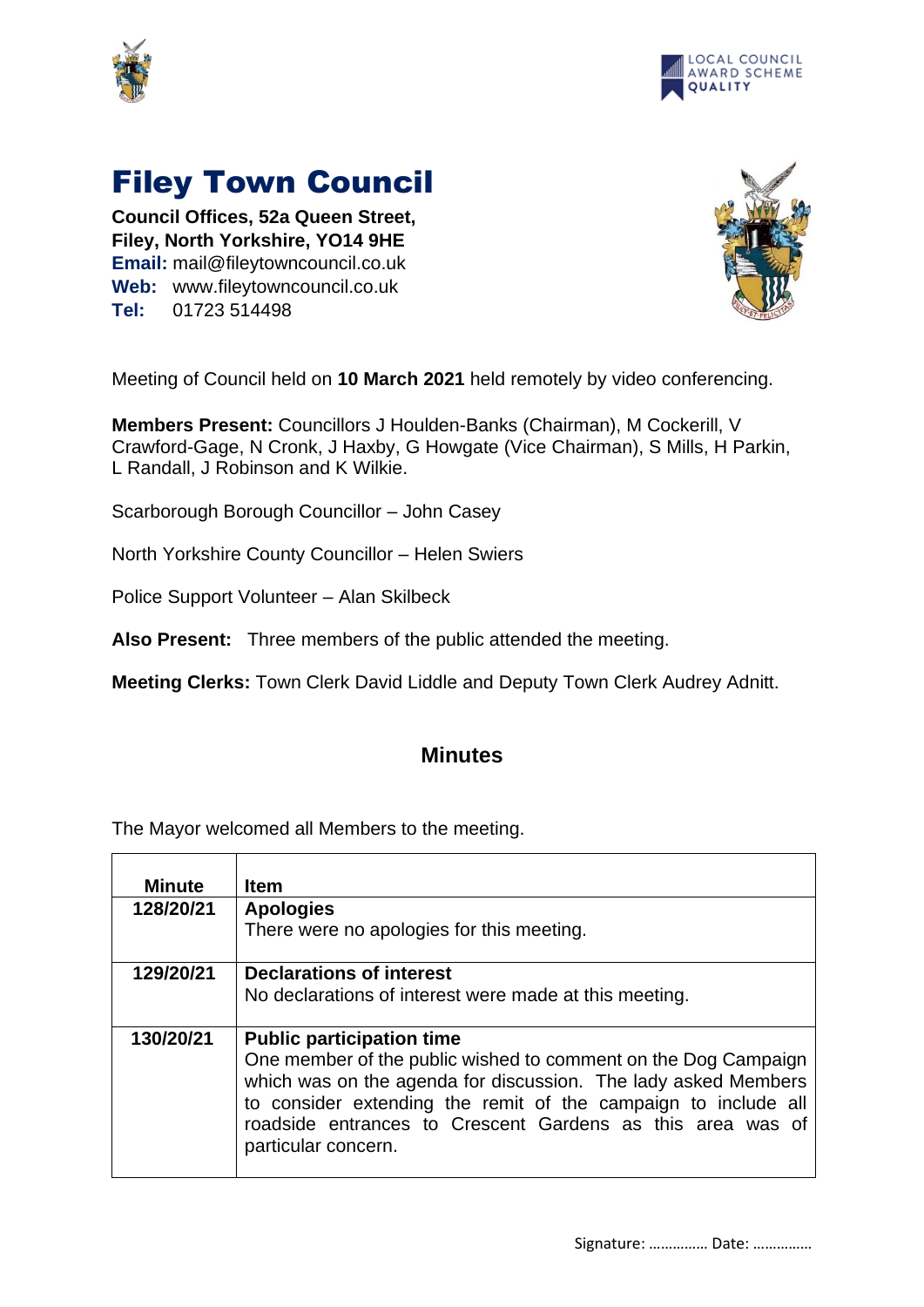# Filey Town Council

**Council Offices, 52a Queen Street,**
**Filey, North Yorkshire, YO14 9HE**
**Email:** mail@fileytowncouncil.co.uk
**Web:** www.fileytowncouncil.co.uk
**Tel:** 01723 514498

Meeting of Council held on **10 March 2021** held remotely by video conferencing.

**Members Present:** Councillors J Houlden-Banks (Chairman), M Cockerill, V Crawford-Gage, N Cronk, J Haxby, G Howgate (Vice Chairman), S Mills, H Parkin, L Randall, J Robinson and K Wilkie.

Scarborough Borough Councillor – John Casey

North Yorkshire County Councillor – Helen Swiers

Police Support Volunteer – Alan Skilbeck

**Also Present:** Three members of the public attended the meeting.

**Meeting Clerks:** Town Clerk David Liddle and Deputy Town Clerk Audrey Adnitt.

## Minutes

The Mayor welcomed all Members to the meeting.

| Minute | Item |
|---|---|
| 128/20/21 | **Apologies**<br>There were no apologies for this meeting. |
| 129/20/21 | **Declarations of interest**<br>No declarations of interest were made at this meeting. |
| 130/20/21 | **Public participation time**<br>One member of the public wished to comment on the Dog Campaign which was on the agenda for discussion. The lady asked Members to consider extending the remit of the campaign to include all roadside entrances to Crescent Gardens as this area was of particular concern. |

Signature: …………… Date: ……………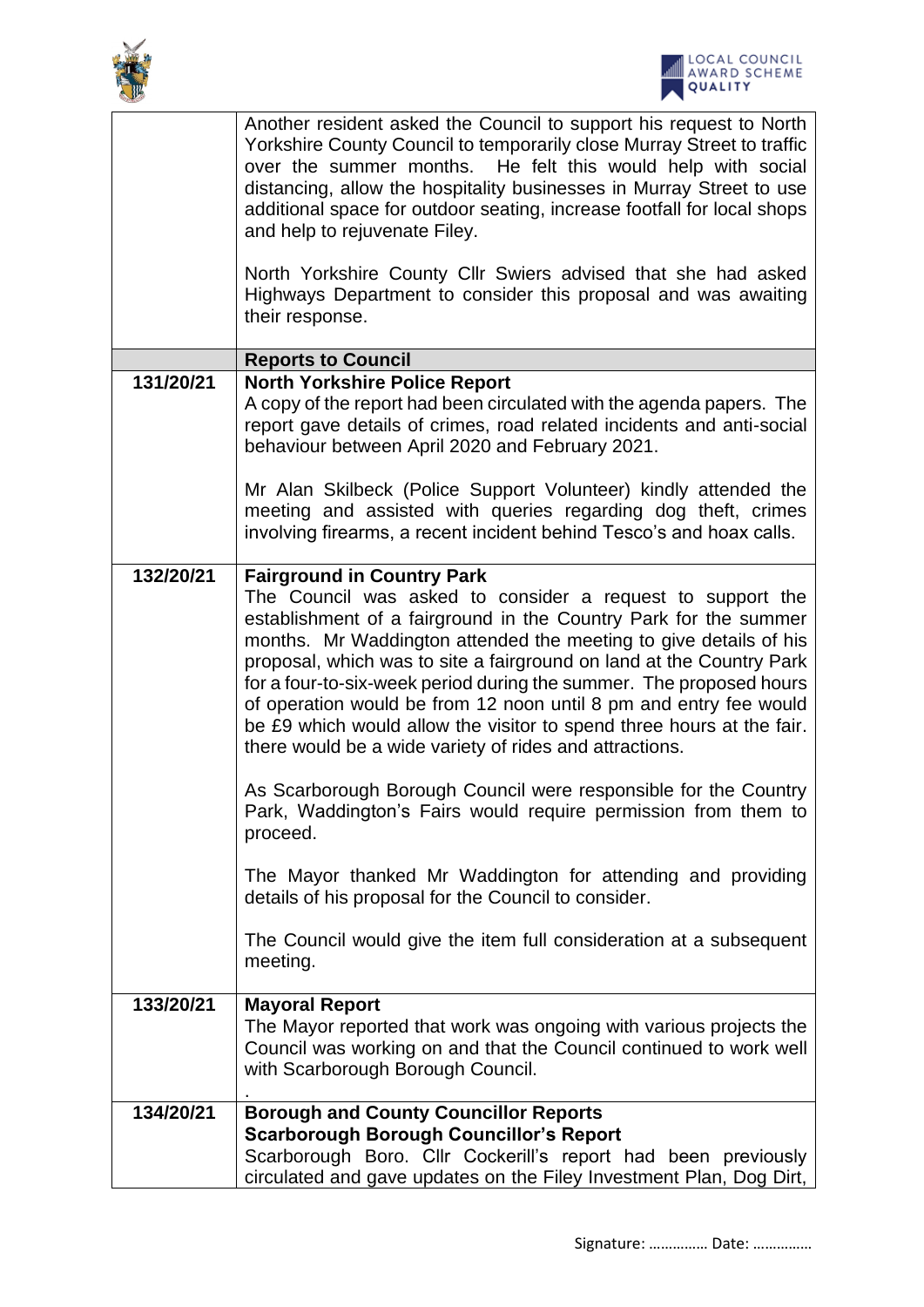| | |
|---|---|
| | Another resident asked the Council to support his request to North Yorkshire County Council to temporarily close Murray Street to traffic over the summer months. He felt this would help with social distancing, allow the hospitality businesses in Murray Street to use additional space for outdoor seating, increase footfall for local shops and help to rejuvenate Filey.<br><br>North Yorkshire County Cllr Swiers advised that she had asked Highways Department to consider this proposal and was awaiting their response. |
| | **Reports to Council** |
| **131/20/21** | **North Yorkshire Police Report**<br>A copy of the report had been circulated with the agenda papers. The report gave details of crimes, road related incidents and anti-social behaviour between April 2020 and February 2021.<br><br>Mr Alan Skilbeck (Police Support Volunteer) kindly attended the meeting and assisted with queries regarding dog theft, crimes involving firearms, a recent incident behind Tesco's and hoax calls. |
| **132/20/21** | **Fairground in Country Park**<br>The Council was asked to consider a request to support the establishment of a fairground in the Country Park for the summer months. Mr Waddington attended the meeting to give details of his proposal, which was to site a fairground on land at the Country Park for a four-to-six-week period during the summer. The proposed hours of operation would be from 12 noon until 8 pm and entry fee would be £9 which would allow the visitor to spend three hours at the fair. there would be a wide variety of rides and attractions.<br><br>As Scarborough Borough Council were responsible for the Country Park, Waddington's Fairs would require permission from them to proceed.<br><br>The Mayor thanked Mr Waddington for attending and providing details of his proposal for the Council to consider.<br><br>The Council would give the item full consideration at a subsequent meeting. |
| **133/20/21** | **Mayoral Report**<br>The Mayor reported that work was ongoing with various projects the Council was working on and that the Council continued to work well with Scarborough Borough Council.<br>. |
| **134/20/21** | **Borough and County Councillor Reports**<br>**Scarborough Borough Councillor's Report**<br>Scarborough Boro. Cllr Cockerill's report had been previously circulated and gave updates on the Filey Investment Plan, Dog Dirt, |

Signature: …………… Date: ……………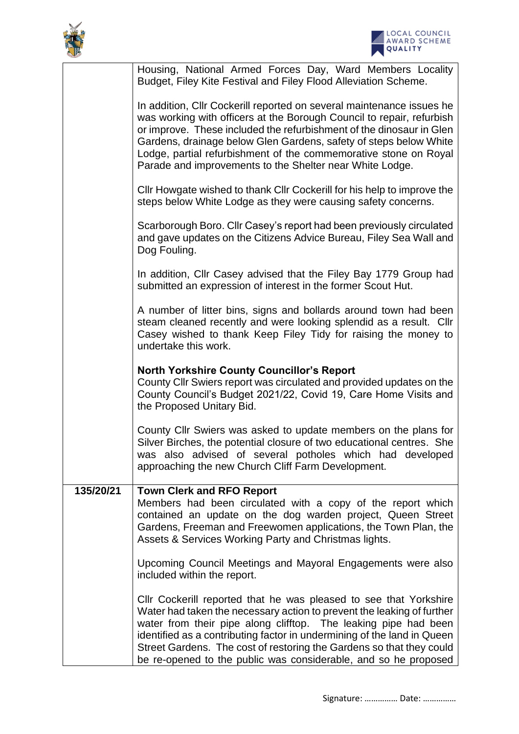| | |
|---|---|
| | Housing, National Armed Forces Day, Ward Members Locality Budget, Filey Kite Festival and Filey Flood Alleviation Scheme.<br><br>In addition, Cllr Cockerill reported on several maintenance issues he was working with officers at the Borough Council to repair, refurbish or improve. These included the refurbishment of the dinosaur in Glen Gardens, drainage below Glen Gardens, safety of steps below White Lodge, partial refurbishment of the commemorative stone on Royal Parade and improvements to the Shelter near White Lodge.<br><br>Cllr Howgate wished to thank Cllr Cockerill for his help to improve the steps below White Lodge as they were causing safety concerns.<br><br>Scarborough Boro. Cllr Casey's report had been previously circulated and gave updates on the Citizens Advice Bureau, Filey Sea Wall and Dog Fouling.<br><br>In addition, Cllr Casey advised that the Filey Bay 1779 Group had submitted an expression of interest in the former Scout Hut.<br><br>A number of litter bins, signs and bollards around town had been steam cleaned recently and were looking splendid as a result. Cllr Casey wished to thank Keep Filey Tidy for raising the money to undertake this work.<br><br>**North Yorkshire County Councillor's Report**<br>County Cllr Swiers report was circulated and provided updates on the County Council's Budget 2021/22, Covid 19, Care Home Visits and the Proposed Unitary Bid.<br><br>County Cllr Swiers was asked to update members on the plans for Silver Birches, the potential closure of two educational centres. She was also advised of several potholes which had developed approaching the new Church Cliff Farm Development. |
| **135/20/21** | **Town Clerk and RFO Report**<br>Members had been circulated with a copy of the report which contained an update on the dog warden project, Queen Street Gardens, Freeman and Freewomen applications, the Town Plan, the Assets & Services Working Party and Christmas lights.<br><br>Upcoming Council Meetings and Mayoral Engagements were also included within the report.<br><br>Cllr Cockerill reported that he was pleased to see that Yorkshire Water had taken the necessary action to prevent the leaking of further water from their pipe along clifftop. The leaking pipe had been identified as a contributing factor in undermining of the land in Queen Street Gardens. The cost of restoring the Gardens so that they could be re-opened to the public was considerable, and so he proposed |

Signature: …………… Date: ……………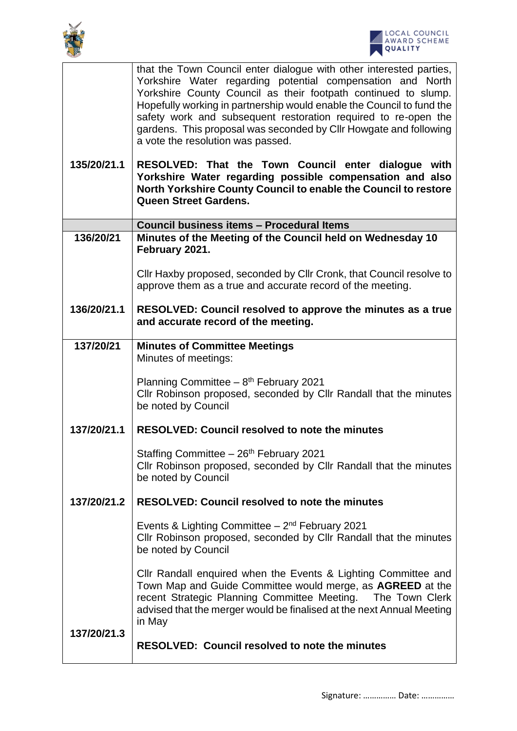| | |
|---|---|
| | that the Town Council enter dialogue with other interested parties, Yorkshire Water regarding potential compensation and North Yorkshire County Council as their footpath continued to slump. Hopefully working in partnership would enable the Council to fund the safety work and subsequent restoration required to re-open the gardens. This proposal was seconded by Cllr Howgate and following a vote the resolution was passed. |
| 135/20/21.1 | **RESOLVED: That the Town Council enter dialogue with Yorkshire Water regarding possible compensation and also North Yorkshire County Council to enable the Council to restore Queen Street Gardens.** |
| | **Council business items – Procedural Items** |
| **136/20/21** | **Minutes of the Meeting of the Council held on Wednesday 10 February 2021.**<br><br>Cllr Haxby proposed, seconded by Cllr Cronk, that Council resolve to approve them as a true and accurate record of the meeting. |
| 136/20/21.1 | **RESOLVED: Council resolved to approve the minutes as a true and accurate record of the meeting.** |
| **137/20/21** | **Minutes of Committee Meetings**<br>Minutes of meetings:<br><br>Planning Committee – 8th February 2021<br>Cllr Robinson proposed, seconded by Cllr Randall that the minutes be noted by Council |
| 137/20/21.1 | **RESOLVED: Council resolved to note the minutes**<br><br>Staffing Committee – 26th February 2021<br>Cllr Robinson proposed, seconded by Cllr Randall that the minutes be noted by Council |
| 137/20/21.2 | **RESOLVED: Council resolved to note the minutes**<br><br>Events & Lighting Committee – 2nd February 2021<br>Cllr Robinson proposed, seconded by Cllr Randall that the minutes be noted by Council<br><br>Cllr Randall enquired when the Events & Lighting Committee and Town Map and Guide Committee would merge, as **AGREED** at the recent Strategic Planning Committee Meeting. The Town Clerk advised that the merger would be finalised at the next Annual Meeting in May |
| 137/20/21.3 | **RESOLVED: Council resolved to note the minutes** |

Signature: …………… Date: ……………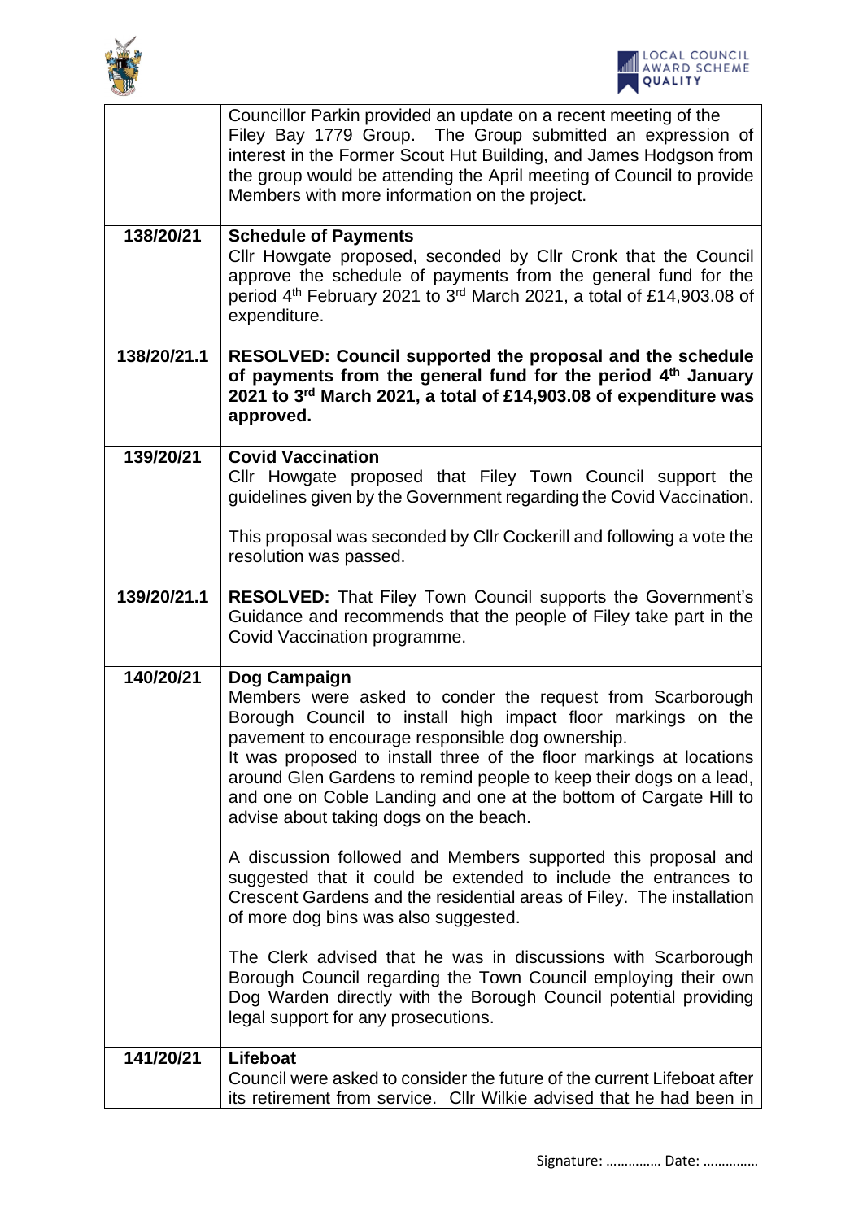| | |
|---|---|
| | Councillor Parkin provided an update on a recent meeting of the Filey Bay 1779 Group. The Group submitted an expression of interest in the Former Scout Hut Building, and James Hodgson from the group would be attending the April meeting of Council to provide Members with more information on the project. |
| **138/20/21** | **Schedule of Payments**<br>Cllr Howgate proposed, seconded by Cllr Cronk that the Council approve the schedule of payments from the general fund for the period 4th February 2021 to 3rd March 2021, a total of £14,903.08 of expenditure. |
| **138/20/21.1** | **RESOLVED: Council supported the proposal and the schedule of payments from the general fund for the period 4th January 2021 to 3rd March 2021, a total of £14,903.08 of expenditure was approved.** |
| **139/20/21** | **Covid Vaccination**<br>Cllr Howgate proposed that Filey Town Council support the guidelines given by the Government regarding the Covid Vaccination.<br><br>This proposal was seconded by Cllr Cockerill and following a vote the resolution was passed. |
| **139/20/21.1** | **RESOLVED:** That Filey Town Council supports the Government's Guidance and recommends that the people of Filey take part in the Covid Vaccination programme. |
| **140/20/21** | **Dog Campaign**<br>Members were asked to conder the request from Scarborough Borough Council to install high impact floor markings on the pavement to encourage responsible dog ownership.<br>It was proposed to install three of the floor markings at locations around Glen Gardens to remind people to keep their dogs on a lead, and one on Coble Landing and one at the bottom of Cargate Hill to advise about taking dogs on the beach.<br><br>A discussion followed and Members supported this proposal and suggested that it could be extended to include the entrances to Crescent Gardens and the residential areas of Filey. The installation of more dog bins was also suggested.<br><br>The Clerk advised that he was in discussions with Scarborough Borough Council regarding the Town Council employing their own Dog Warden directly with the Borough Council potential providing legal support for any prosecutions. |
| **141/20/21** | **Lifeboat**<br>Council were asked to consider the future of the current Lifeboat after its retirement from service. Cllr Wilkie advised that he had been in |

Signature: …………… Date: ……………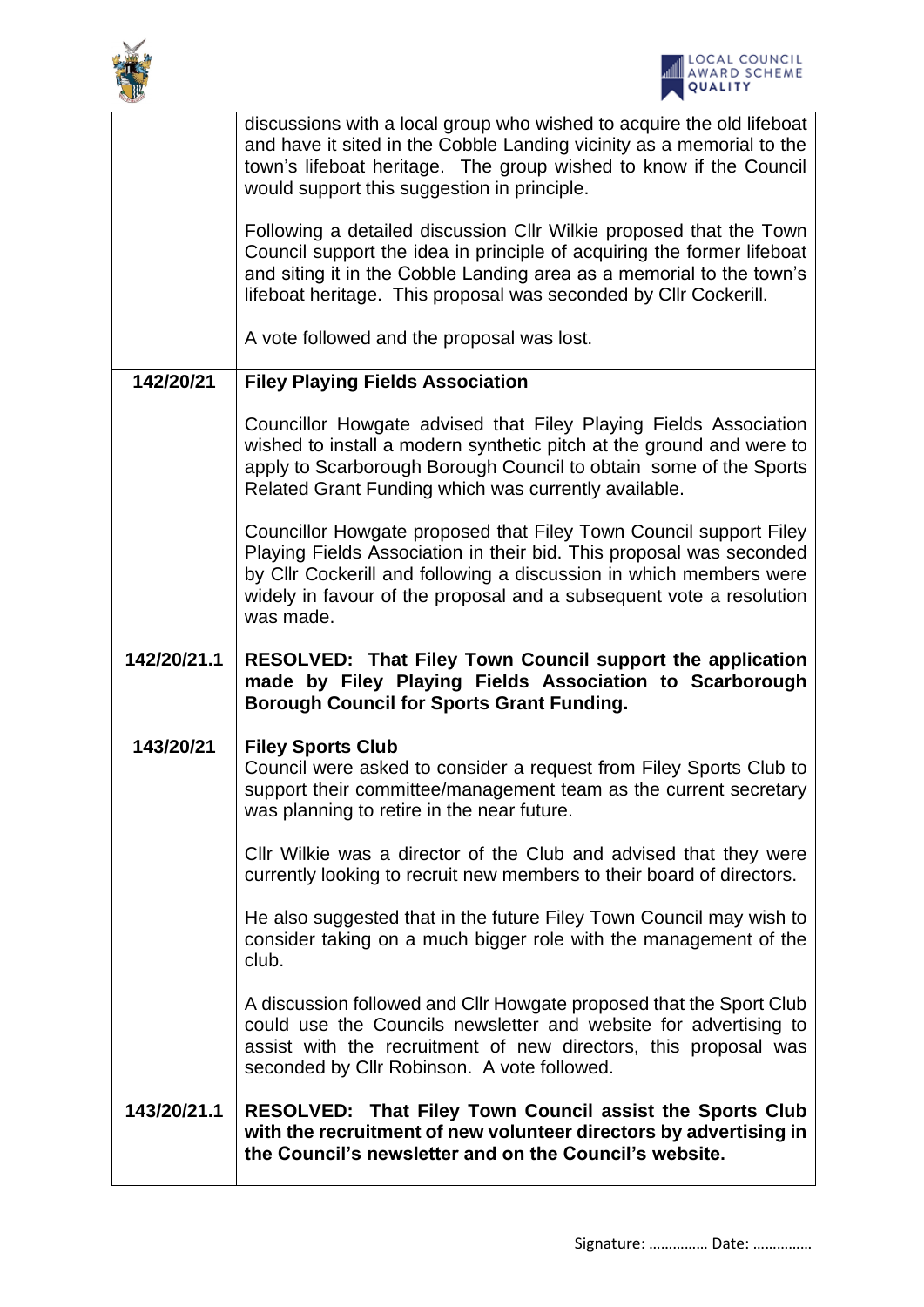| | |
|---|---|
| | discussions with a local group who wished to acquire the old lifeboat and have it sited in the Cobble Landing vicinity as a memorial to the town's lifeboat heritage. The group wished to know if the Council would support this suggestion in principle.<br><br>Following a detailed discussion Cllr Wilkie proposed that the Town Council support the idea in principle of acquiring the former lifeboat and siting it in the Cobble Landing area as a memorial to the town's lifeboat heritage. This proposal was seconded by Cllr Cockerill.<br><br>A vote followed and the proposal was lost. |
| **142/20/21** | **Filey Playing Fields Association**<br><br>Councillor Howgate advised that Filey Playing Fields Association wished to install a modern synthetic pitch at the ground and were to apply to Scarborough Borough Council to obtain some of the Sports Related Grant Funding which was currently available.<br><br>Councillor Howgate proposed that Filey Town Council support Filey Playing Fields Association in their bid. This proposal was seconded by Cllr Cockerill and following a discussion in which members were widely in favour of the proposal and a subsequent vote a resolution was made. |
| **142/20/21.1** | **RESOLVED: That Filey Town Council support the application made by Filey Playing Fields Association to Scarborough Borough Council for Sports Grant Funding.** |
| **143/20/21** | **Filey Sports Club**<br>Council were asked to consider a request from Filey Sports Club to support their committee/management team as the current secretary was planning to retire in the near future.<br><br>Cllr Wilkie was a director of the Club and advised that they were currently looking to recruit new members to their board of directors.<br><br>He also suggested that in the future Filey Town Council may wish to consider taking on a much bigger role with the management of the club.<br><br>A discussion followed and Cllr Howgate proposed that the Sport Club could use the Councils newsletter and website for advertising to assist with the recruitment of new directors, this proposal was seconded by Cllr Robinson. A vote followed. |
| **143/20/21.1** | **RESOLVED: That Filey Town Council assist the Sports Club with the recruitment of new volunteer directors by advertising in the Council's newsletter and on the Council's website.** |

Signature: …………… Date: ……………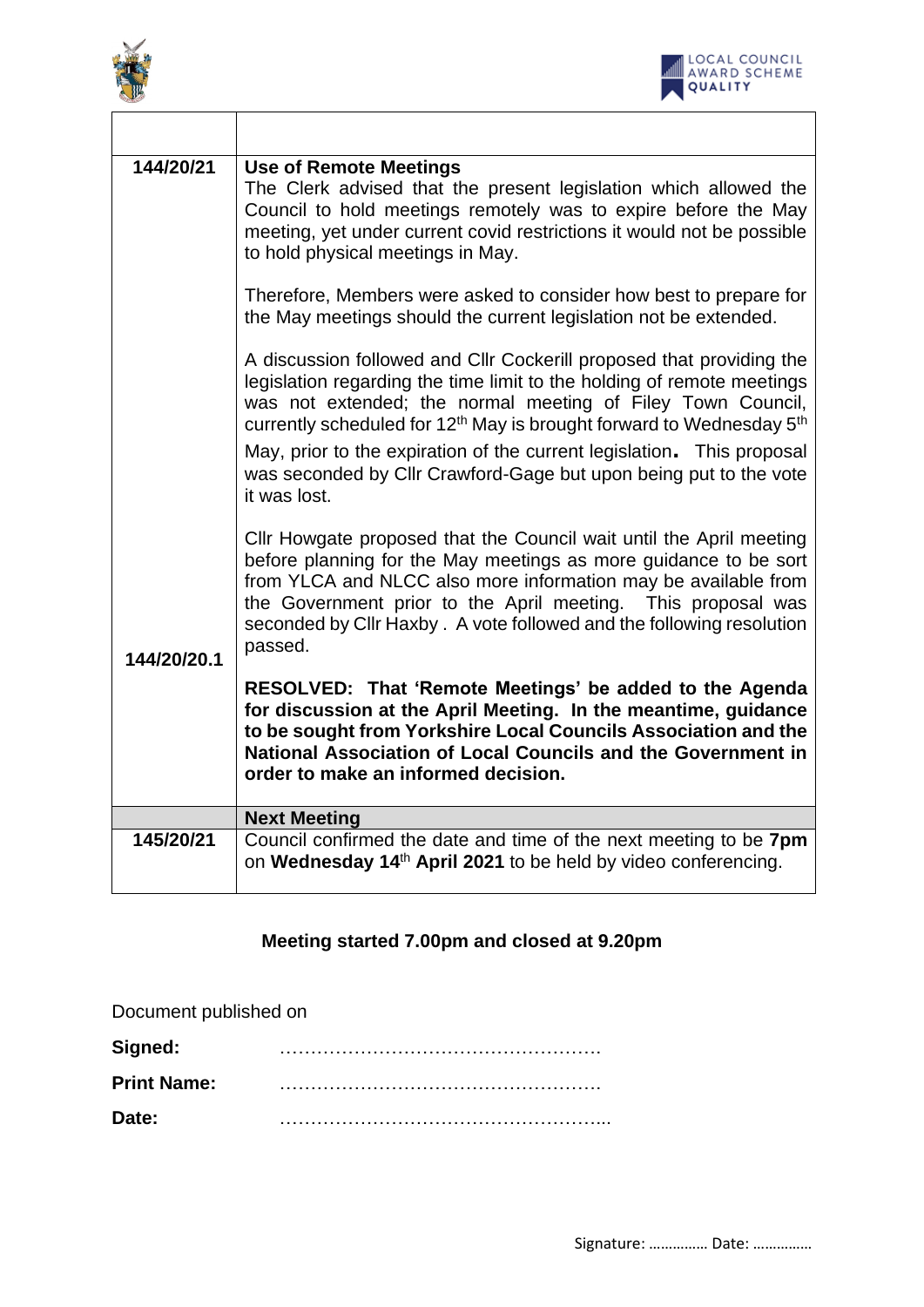| | |
|---|---|
| 144/20/21 | **Use of Remote Meetings**<br>The Clerk advised that the present legislation which allowed the Council to hold meetings remotely was to expire before the May meeting, yet under current covid restrictions it would not be possible to hold physical meetings in May.<br><br>Therefore, Members were asked to consider how best to prepare for the May meetings should the current legislation not be extended.<br><br>A discussion followed and Cllr Cockerill proposed that providing the legislation regarding the time limit to the holding of remote meetings was not extended; the normal meeting of Filey Town Council, currently scheduled for 12th May is brought forward to Wednesday 5th May, prior to the expiration of the current legislation. This proposal was seconded by Cllr Crawford-Gage but upon being put to the vote it was lost. |
| 144/20/20.1 | Cllr Howgate proposed that the Council wait until the April meeting before planning for the May meetings as more guidance to be sort from YLCA and NLCC also more information may be available from the Government prior to the April meeting. This proposal was seconded by Cllr Haxby . A vote followed and the following resolution passed.<br><br>**RESOLVED: That 'Remote Meetings' be added to the Agenda for discussion at the April Meeting. In the meantime, guidance to be sought from Yorkshire Local Councils Association and the National Association of Local Councils and the Government in order to make an informed decision.** |
| | **Next Meeting** |
| 145/20/21 | Council confirmed the date and time of the next meeting to be **7pm** on **Wednesday 14th April 2021** to be held by video conferencing. |

**Meeting started 7.00pm and closed at 9.20pm**

Document published on

**Signed:** ……………………………………………

**Print Name:** ……………………………………………

**Date:** ……………………………………………..